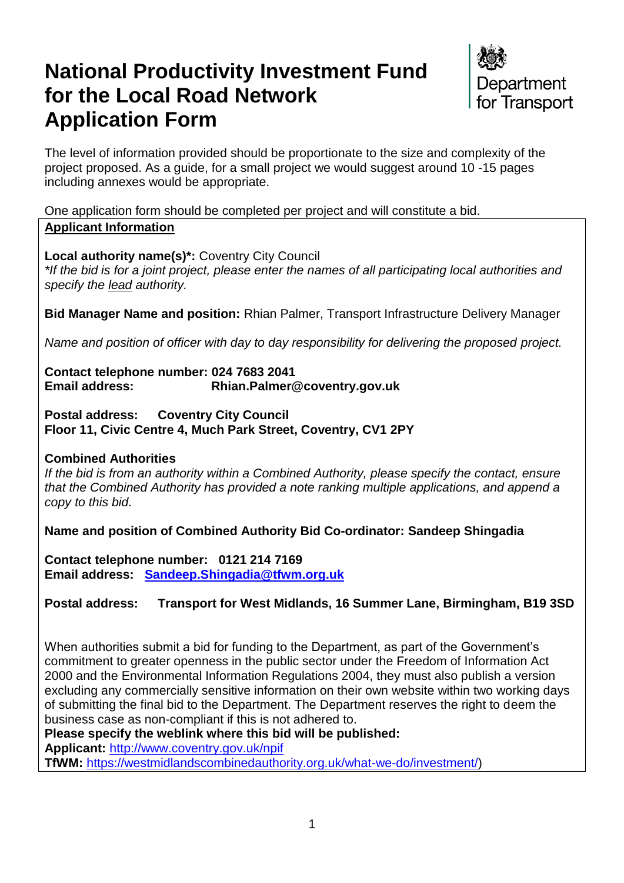# National Productivity Investment Fund for the Local Road Network Application Form

Department for Transport

The level of information provided should be proportionate to the size and complexity of the project proposed. As a guide, for a small project we would suggest around 10 -15 pages including annexes would be appropriate.

One application form should be completed per project and will constitute a bid.

**Applicant Information**

**Local authority name(s)*:** Coventry City Council

*\*If the bid is for a joint project, please enter the names of all participating local authorities and specify the lead authority.*

**Bid Manager Name and position:** Rhian Palmer, Transport Infrastructure Delivery Manager

*Name and position of officer with day to day responsibility for delivering the proposed project.*

**Contact telephone number: 024 7683 2041**
**Email address: Rhian.Palmer@coventry.gov.uk**

**Postal address: Coventry City Council**
**Floor 11, Civic Centre 4, Much Park Street, Coventry, CV1 2PY**

**Combined Authorities**

*If the bid is from an authority within a Combined Authority, please specify the contact, ensure that the Combined Authority has provided a note ranking multiple applications, and append a copy to this bid.*

**Name and position of Combined Authority Bid Co-ordinator: Sandeep Shingadia**

**Contact telephone number: 0121 214 7169**
**Email address: Sandeep.Shingadia@tfwm.org.uk**

**Postal address: Transport for West Midlands, 16 Summer Lane, Birmingham, B19 3SD**

When authorities submit a bid for funding to the Department, as part of the Government's commitment to greater openness in the public sector under the Freedom of Information Act 2000 and the Environmental Information Regulations 2004, they must also publish a version excluding any commercially sensitive information on their own website within two working days of submitting the final bid to the Department. The Department reserves the right to deem the business case as non-compliant if this is not adhered to.

**Please specify the weblink where this bid will be published:**

**Applicant:** http://www.coventry.gov.uk/npif

**TfWM:** https://westmidlandscombinedauthority.org.uk/what-we-do/investment/)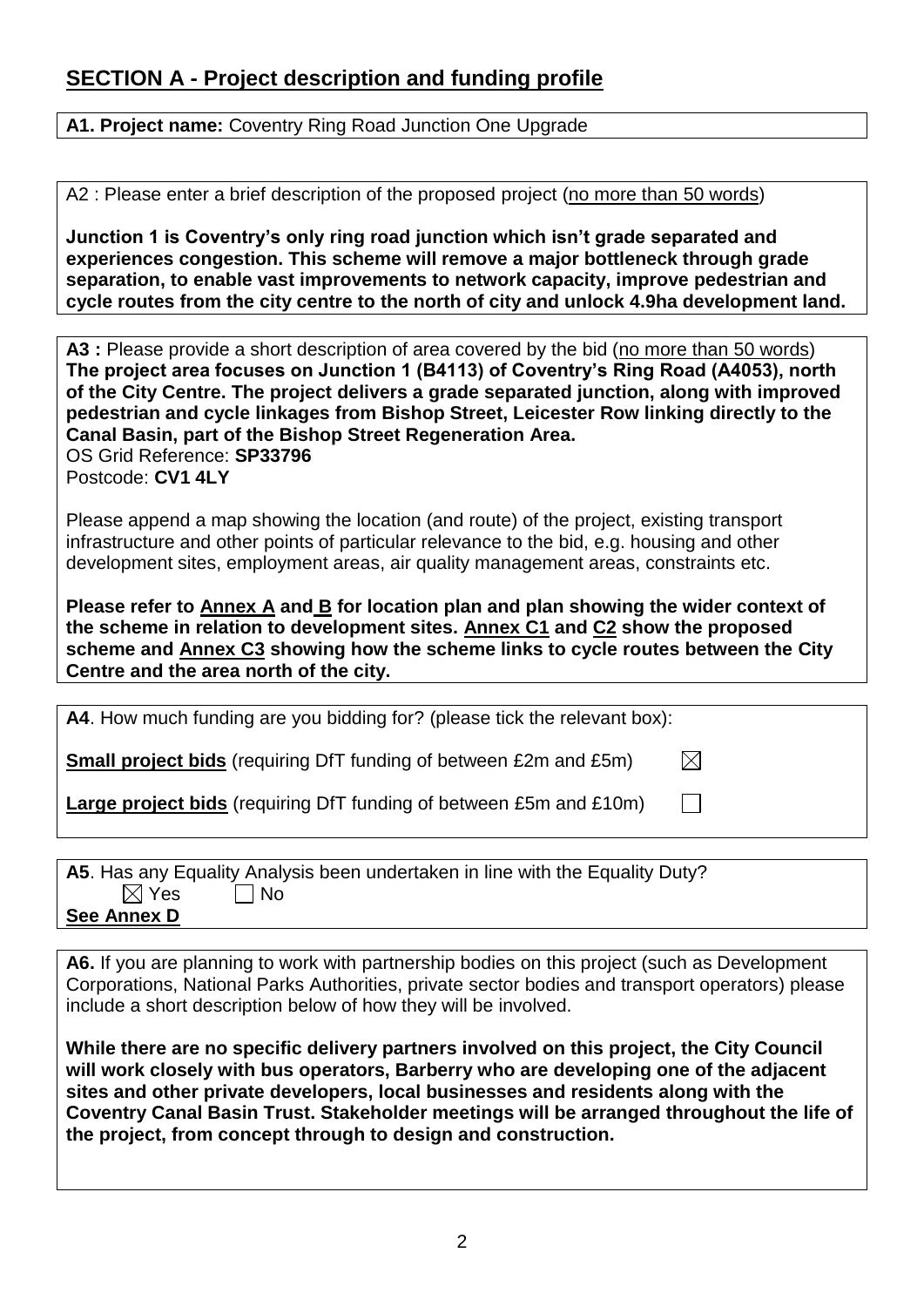## SECTION A - Project description and funding profile

**A1. Project name:** Coventry Ring Road Junction One Upgrade

A2 : Please enter a brief description of the proposed project (no more than 50 words)

**Junction 1 is Coventry's only ring road junction which isn't grade separated and experiences congestion. This scheme will remove a major bottleneck through grade separation, to enable vast improvements to network capacity, improve pedestrian and cycle routes from the city centre to the north of city and unlock 4.9ha development land.**

**A3 :** Please provide a short description of area covered by the bid (no more than 50 words)
**The project area focuses on Junction 1 (B4113) of Coventry's Ring Road (A4053), north of the City Centre. The project delivers a grade separated junction, along with improved pedestrian and cycle linkages from Bishop Street, Leicester Row linking directly to the Canal Basin, part of the Bishop Street Regeneration Area.**
OS Grid Reference: **SP33796**
Postcode: **CV1 4LY**

Please append a map showing the location (and route) of the project, existing transport infrastructure and other points of particular relevance to the bid, e.g. housing and other development sites, employment areas, air quality management areas, constraints etc.

**Please refer to Annex A and B for location plan and plan showing the wider context of the scheme in relation to development sites. Annex C1 and C2 show the proposed scheme and Annex C3 showing how the scheme links to cycle routes between the City Centre and the area north of the city.**

**A4**. How much funding are you bidding for? (please tick the relevant box):

**Small project bids** (requiring DfT funding of between £2m and £5m) ☒

**Large project bids** (requiring DfT funding of between £5m and £10m) ☐

**A5**. Has any Equality Analysis been undertaken in line with the Equality Duty?
☒ Yes ☐ No
**See Annex D**

**A6.** If you are planning to work with partnership bodies on this project (such as Development Corporations, National Parks Authorities, private sector bodies and transport operators) please include a short description below of how they will be involved.

**While there are no specific delivery partners involved on this project, the City Council will work closely with bus operators, Barberry who are developing one of the adjacent sites and other private developers, local businesses and residents along with the Coventry Canal Basin Trust. Stakeholder meetings will be arranged throughout the life of the project, from concept through to design and construction.**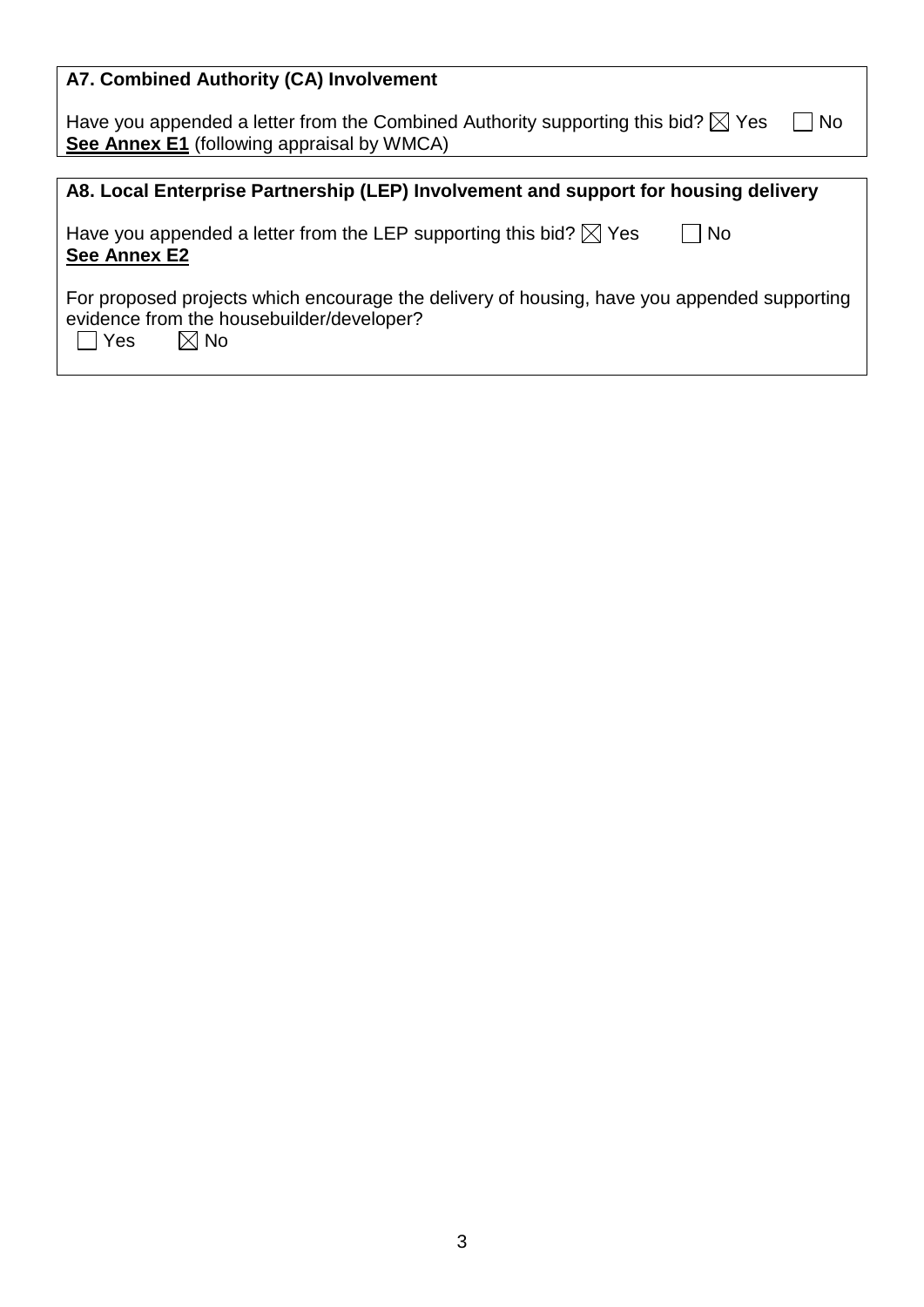**A7. Combined Authority (CA) Involvement**

Have you appended a letter from the Combined Authority supporting this bid? ☒ Yes ☐ No
**See Annex E1** (following appraisal by WMCA)

**A8. Local Enterprise Partnership (LEP) Involvement and support for housing delivery**

Have you appended a letter from the LEP supporting this bid? ☒ Yes ☐ No
**See Annex E2**

For proposed projects which encourage the delivery of housing, have you appended supporting evidence from the housebuilder/developer?
☐ Yes ☒ No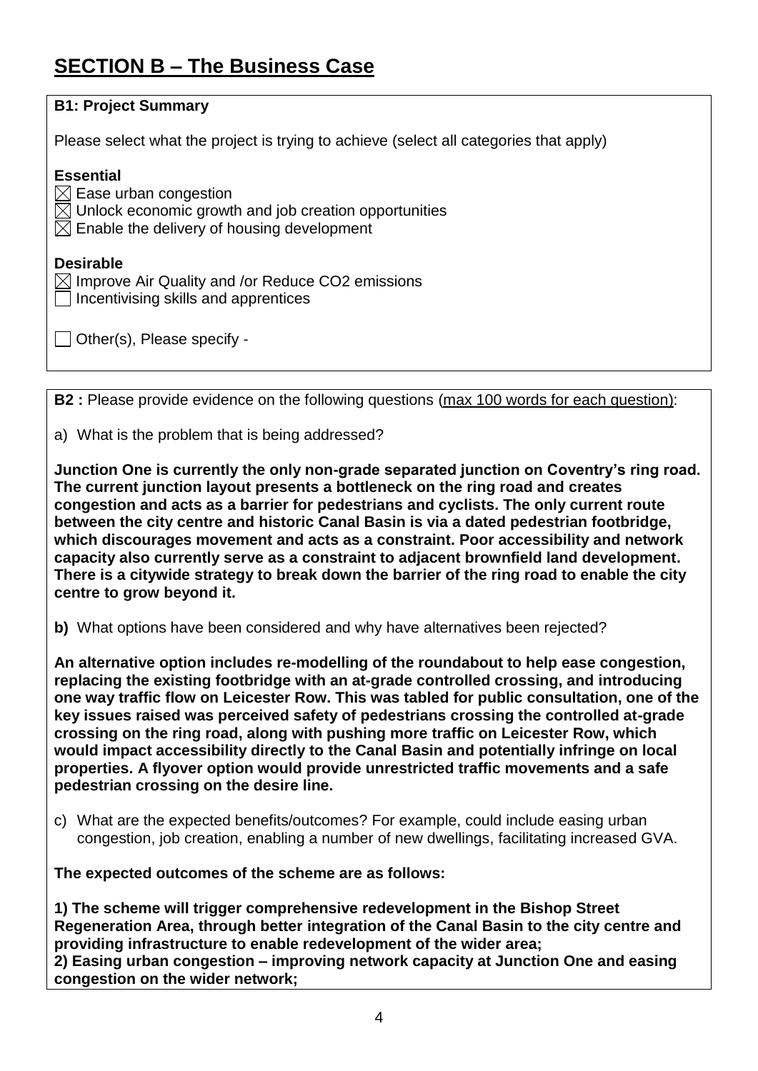# SECTION B – The Business Case

**B1: Project Summary**

Please select what the project is trying to achieve (select all categories that apply)

**Essential**

- [x] Ease urban congestion
- [x] Unlock economic growth and job creation opportunities
- [x] Enable the delivery of housing development

**Desirable**

- [x] Improve Air Quality and /or Reduce CO2 emissions
- [ ] Incentivising skills and apprentices

- [ ] Other(s), Please specify -

**B2 :** Please provide evidence on the following questions (max 100 words for each question):

a) What is the problem that is being addressed?

**Junction One is currently the only non-grade separated junction on Coventry's ring road. The current junction layout presents a bottleneck on the ring road and creates congestion and acts as a barrier for pedestrians and cyclists. The only current route between the city centre and historic Canal Basin is via a dated pedestrian footbridge, which discourages movement and acts as a constraint. Poor accessibility and network capacity also currently serve as a constraint to adjacent brownfield land development. There is a citywide strategy to break down the barrier of the ring road to enable the city centre to grow beyond it.**

**b)** What options have been considered and why have alternatives been rejected?

**An alternative option includes re-modelling of the roundabout to help ease congestion, replacing the existing footbridge with an at-grade controlled crossing, and introducing one way traffic flow on Leicester Row. This was tabled for public consultation, one of the key issues raised was perceived safety of pedestrians crossing the controlled at-grade crossing on the ring road, along with pushing more traffic on Leicester Row, which would impact accessibility directly to the Canal Basin and potentially infringe on local properties. A flyover option would provide unrestricted traffic movements and a safe pedestrian crossing on the desire line.**

c) What are the expected benefits/outcomes? For example, could include easing urban congestion, job creation, enabling a number of new dwellings, facilitating increased GVA.

**The expected outcomes of the scheme are as follows:**

**1) The scheme will trigger comprehensive redevelopment in the Bishop Street Regeneration Area, through better integration of the Canal Basin to the city centre and providing infrastructure to enable redevelopment of the wider area;**
**2) Easing urban congestion – improving network capacity at Junction One and easing congestion on the wider network;**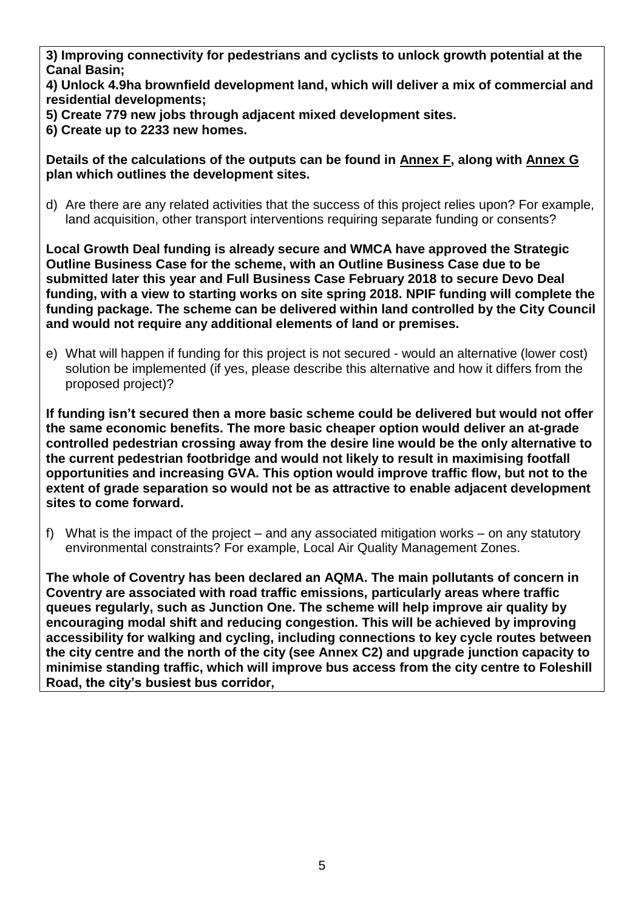**3) Improving connectivity for pedestrians and cyclists to unlock growth potential at the Canal Basin;**
**4) Unlock 4.9ha brownfield development land, which will deliver a mix of commercial and residential developments;**
**5) Create 779 new jobs through adjacent mixed development sites.**
**6) Create up to 2233 new homes.**

**Details of the calculations of the outputs can be found in Annex F, along with Annex G plan which outlines the development sites.**

d) Are there are any related activities that the success of this project relies upon? For example, land acquisition, other transport interventions requiring separate funding or consents?

**Local Growth Deal funding is already secure and WMCA have approved the Strategic Outline Business Case for the scheme, with an Outline Business Case due to be submitted later this year and Full Business Case February 2018 to secure Devo Deal funding, with a view to starting works on site spring 2018. NPIF funding will complete the funding package. The scheme can be delivered within land controlled by the City Council and would not require any additional elements of land or premises.**

e) What will happen if funding for this project is not secured - would an alternative (lower cost) solution be implemented (if yes, please describe this alternative and how it differs from the proposed project)?

**If funding isn't secured then a more basic scheme could be delivered but would not offer the same economic benefits. The more basic cheaper option would deliver an at-grade controlled pedestrian crossing away from the desire line would be the only alternative to the current pedestrian footbridge and would not likely to result in maximising footfall opportunities and increasing GVA. This option would improve traffic flow, but not to the extent of grade separation so would not be as attractive to enable adjacent development sites to come forward.**

f) What is the impact of the project – and any associated mitigation works – on any statutory environmental constraints? For example, Local Air Quality Management Zones.

**The whole of Coventry has been declared an AQMA. The main pollutants of concern in Coventry are associated with road traffic emissions, particularly areas where traffic queues regularly, such as Junction One. The scheme will help improve air quality by encouraging modal shift and reducing congestion. This will be achieved by improving accessibility for walking and cycling, including connections to key cycle routes between the city centre and the north of the city (see Annex C2) and upgrade junction capacity to minimise standing traffic, which will improve bus access from the city centre to Foleshill Road, the city's busiest bus corridor,**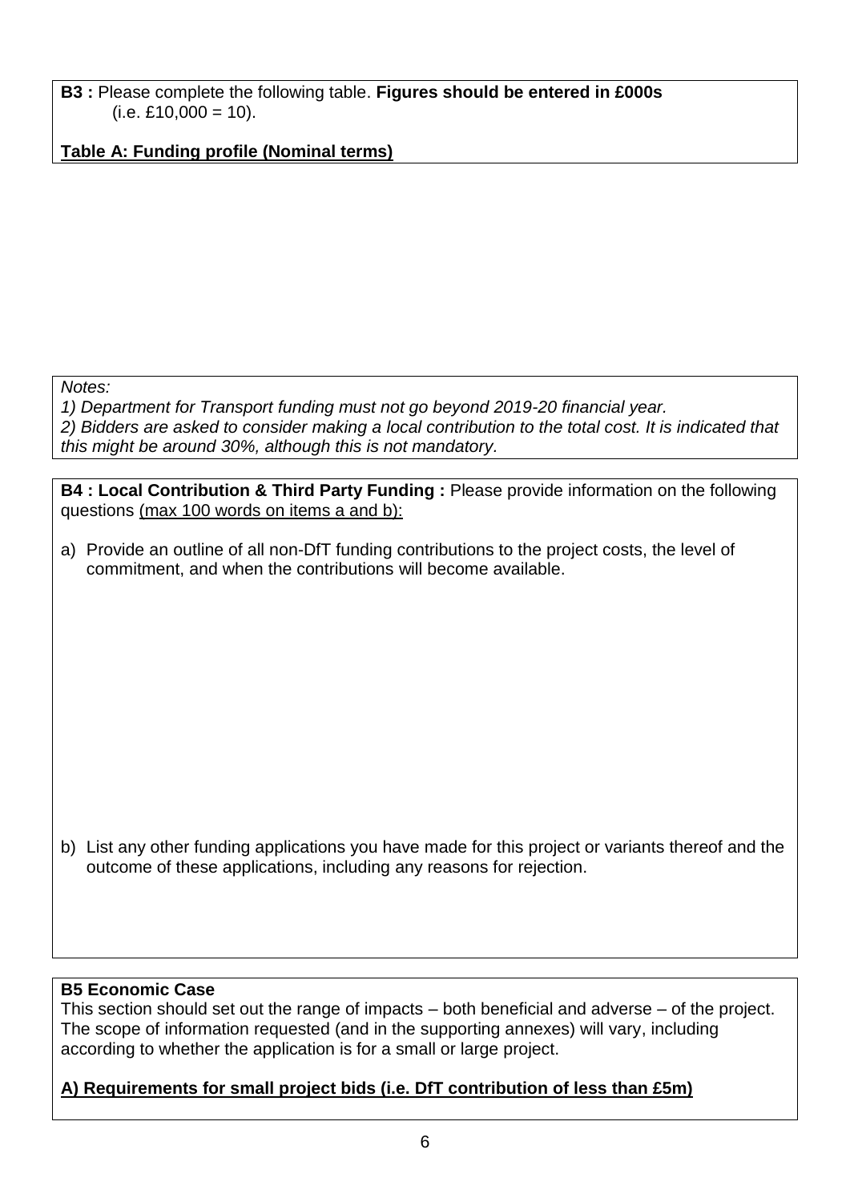**B3 :** Please complete the following table. **Figures should be entered in £000s** (i.e. £10,000 = 10).

**<u>Table A: Funding profile (Nominal terms)</u>**

*Notes:*
*1) Department for Transport funding must not go beyond 2019-20 financial year.*
*2) Bidders are asked to consider making a local contribution to the total cost. It is indicated that this might be around 30%, although this is not mandatory.*

**B4 : Local Contribution & Third Party Funding :** Please provide information on the following questions <u>(max 100 words on items a and b):</u>

a) Provide an outline of all non-DfT funding contributions to the project costs, the level of commitment, and when the contributions will become available.

b) List any other funding applications you have made for this project or variants thereof and the outcome of these applications, including any reasons for rejection.

**B5 Economic Case**

This section should set out the range of impacts – both beneficial and adverse – of the project. The scope of information requested (and in the supporting annexes) will vary, including according to whether the application is for a small or large project.

**<u>A) Requirements for small project bids (i.e. DfT contribution of less than £5m)</u>**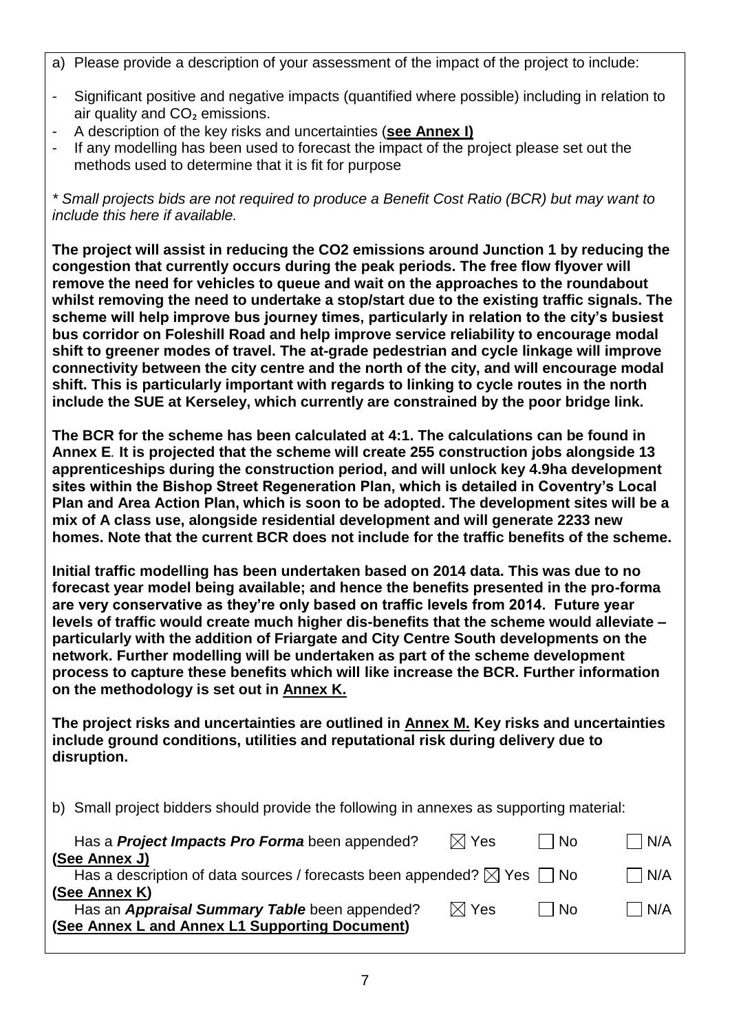a) Please provide a description of your assessment of the impact of the project to include:

- Significant positive and negative impacts (quantified where possible) including in relation to air quality and $CO_2$ emissions.
- A description of the key risks and uncertainties (**see Annex I)**
- If any modelling has been used to forecast the impact of the project please set out the methods used to determine that it is fit for purpose

*\* Small projects bids are not required to produce a Benefit Cost Ratio (BCR) but may want to include this here if available.*

**The project will assist in reducing the CO2 emissions around Junction 1 by reducing the congestion that currently occurs during the peak periods. The free flow flyover will remove the need for vehicles to queue and wait on the approaches to the roundabout whilst removing the need to undertake a stop/start due to the existing traffic signals. The scheme will help improve bus journey times, particularly in relation to the city's busiest bus corridor on Foleshill Road and help improve service reliability to encourage modal shift to greener modes of travel. The at-grade pedestrian and cycle linkage will improve connectivity between the city centre and the north of the city, and will encourage modal shift. This is particularly important with regards to linking to cycle routes in the north include the SUE at Kerseley, which currently are constrained by the poor bridge link.**

**The BCR for the scheme has been calculated at 4:1. The calculations can be found in Annex E. It is projected that the scheme will create 255 construction jobs alongside 13 apprenticeships during the construction period, and will unlock key 4.9ha development sites within the Bishop Street Regeneration Plan, which is detailed in Coventry's Local Plan and Area Action Plan, which is soon to be adopted. The development sites will be a mix of A class use, alongside residential development and will generate 2233 new homes. Note that the current BCR does not include for the traffic benefits of the scheme.**

**Initial traffic modelling has been undertaken based on 2014 data. This was due to no forecast year model being available; and hence the benefits presented in the pro-forma are very conservative as they're only based on traffic levels from 2014. Future year levels of traffic would create much higher dis-benefits that the scheme would alleviate – particularly with the addition of Friargate and City Centre South developments on the network. Further modelling will be undertaken as part of the scheme development process to capture these benefits which will like increase the BCR. Further information on the methodology is set out in Annex K.**

**The project risks and uncertainties are outlined in Annex M. Key risks and uncertainties include ground conditions, utilities and reputational risk during delivery due to disruption.**

b) Small project bidders should provide the following in annexes as supporting material:

| | | | |
|---|---|---|---|
| Has a ***Project Impacts Pro Forma*** been appended? **(See Annex J)** | ☒ Yes | ☐ No | ☐ N/A |
| Has a description of data sources / forecasts been appended? **(See Annex K)** | ☒ Yes | ☐ No | ☐ N/A |
| Has an ***Appraisal Summary Table*** been appended? **(See Annex L and Annex L1 Supporting Document)** | ☒ Yes | ☐ No | ☐ N/A |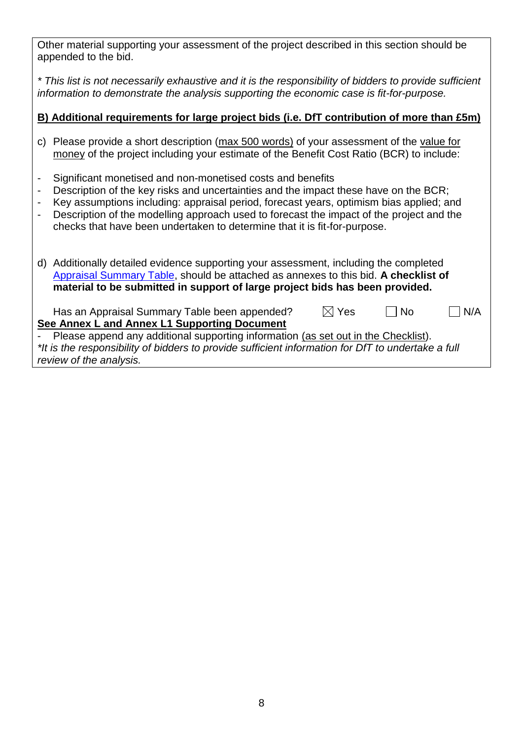Other material supporting your assessment of the project described in this section should be appended to the bid.

*\* This list is not necessarily exhaustive and it is the responsibility of bidders to provide sufficient information to demonstrate the analysis supporting the economic case is fit-for-purpose.*

**B) Additional requirements for large project bids (i.e. DfT contribution of more than £5m)**

c) Please provide a short description (max 500 words) of your assessment of the value for money of the project including your estimate of the Benefit Cost Ratio (BCR) to include:

- Significant monetised and non-monetised costs and benefits
- Description of the key risks and uncertainties and the impact these have on the BCR;
- Key assumptions including: appraisal period, forecast years, optimism bias applied; and
- Description of the modelling approach used to forecast the impact of the project and the checks that have been undertaken to determine that it is fit-for-purpose.

d) Additionally detailed evidence supporting your assessment, including the completed Appraisal Summary Table, should be attached as annexes to this bid. **A checklist of material to be submitted in support of large project bids has been provided.**

Has an Appraisal Summary Table been appended? ☒ Yes ☐ No ☐ N/A

**See Annex L and Annex L1 Supporting Document**

- Please append any additional supporting information (as set out in the Checklist).

*\*It is the responsibility of bidders to provide sufficient information for DfT to undertake a full review of the analysis.*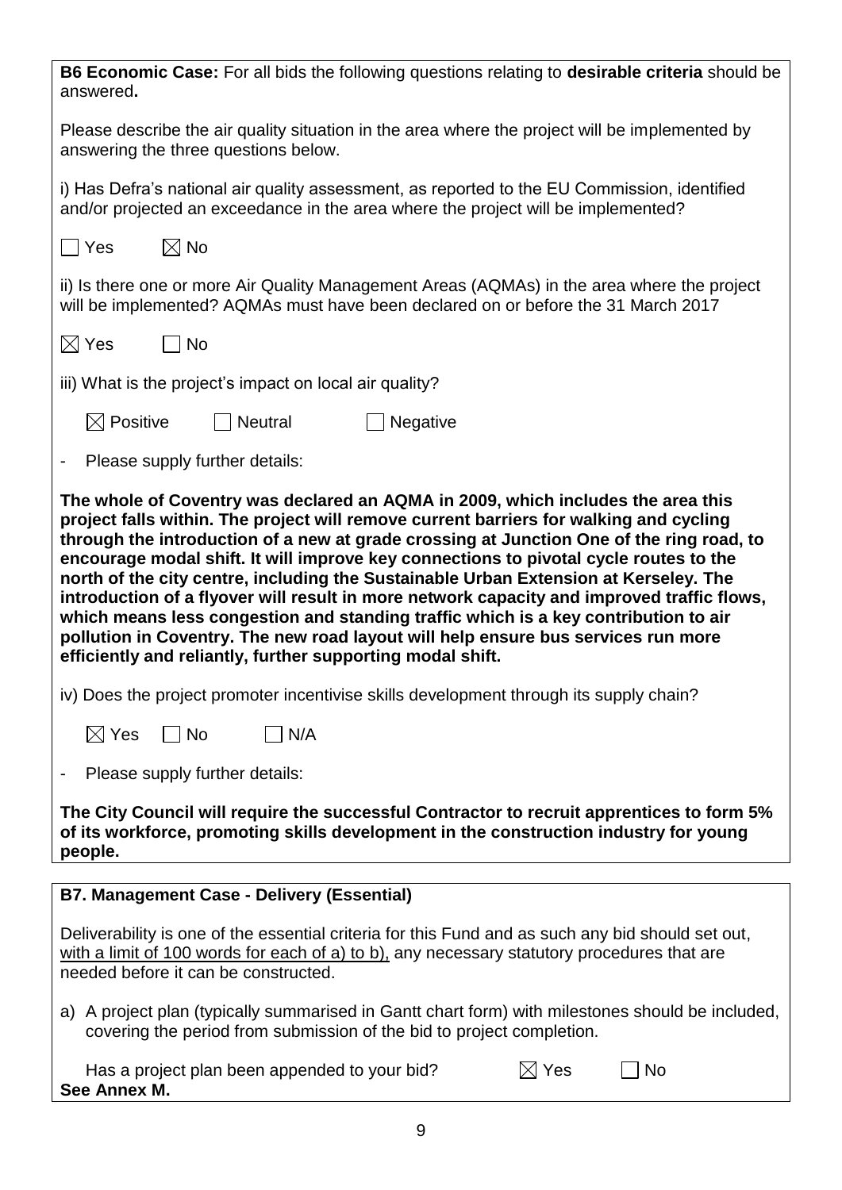**B6 Economic Case:** For all bids the following questions relating to **desirable criteria** should be answered**.**

Please describe the air quality situation in the area where the project will be implemented by answering the three questions below.

i) Has Defra's national air quality assessment, as reported to the EU Commission, identified and/or projected an exceedance in the area where the project will be implemented?

☐ Yes ☒ No

ii) Is there one or more Air Quality Management Areas (AQMAs) in the area where the project will be implemented? AQMAs must have been declared on or before the 31 March 2017

☒ Yes ☐ No

iii) What is the project's impact on local air quality?

☒ Positive ☐ Neutral ☐ Negative

- Please supply further details:

**The whole of Coventry was declared an AQMA in 2009, which includes the area this project falls within. The project will remove current barriers for walking and cycling through the introduction of a new at grade crossing at Junction One of the ring road, to encourage modal shift. It will improve key connections to pivotal cycle routes to the north of the city centre, including the Sustainable Urban Extension at Kerseley. The introduction of a flyover will result in more network capacity and improved traffic flows, which means less congestion and standing traffic which is a key contribution to air pollution in Coventry. The new road layout will help ensure bus services run more efficiently and reliantly, further supporting modal shift.**

iv) Does the project promoter incentivise skills development through its supply chain?

☒ Yes ☐ No ☐ N/A

- Please supply further details:

**The City Council will require the successful Contractor to recruit apprentices to form 5% of its workforce, promoting skills development in the construction industry for young people.**

**B7. Management Case - Delivery (Essential)**

Deliverability is one of the essential criteria for this Fund and as such any bid should set out, <u>with a limit of 100 words for each of a) to b),</u> any necessary statutory procedures that are needed before it can be constructed.

a) A project plan (typically summarised in Gantt chart form) with milestones should be included, covering the period from submission of the bid to project completion.

Has a project plan been appended to your bid? ☒ Yes ☐ No

**See Annex M.**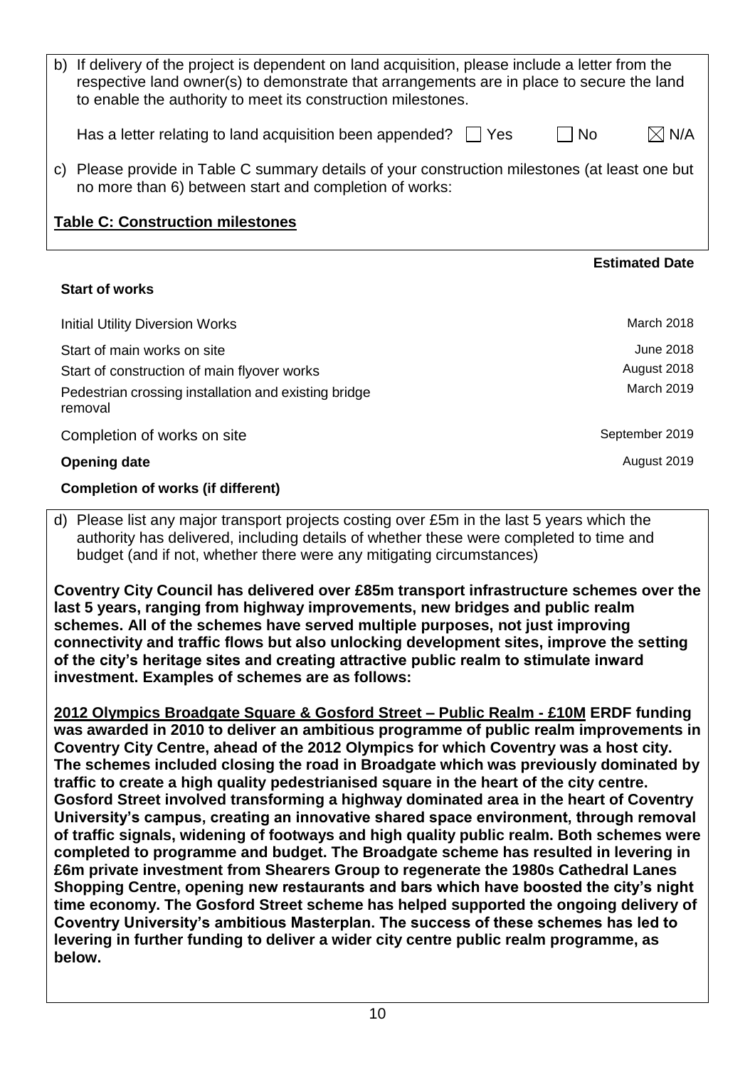b) If delivery of the project is dependent on land acquisition, please include a letter from the respective land owner(s) to demonstrate that arrangements are in place to secure the land to enable the authority to meet its construction milestones.

Has a letter relating to land acquisition been appended? ☐ Yes ☐ No ☒ N/A

c) Please provide in Table C summary details of your construction milestones (at least one but no more than 6) between start and completion of works:

**Table C: Construction milestones**

| | Estimated Date |
|---|---|
| **Start of works** | |
| Initial Utility Diversion Works | March 2018 |
| Start of main works on site | June 2018 |
| Start of construction of main flyover works | August 2018 |
| Pedestrian crossing installation and existing bridge removal | March 2019 |
| Completion of works on site | September 2019 |
| **Opening date** | August 2019 |
| **Completion of works (if different)** | |

d) Please list any major transport projects costing over £5m in the last 5 years which the authority has delivered, including details of whether these were completed to time and budget (and if not, whether there were any mitigating circumstances)

**Coventry City Council has delivered over £85m transport infrastructure schemes over the last 5 years, ranging from highway improvements, new bridges and public realm schemes. All of the schemes have served multiple purposes, not just improving connectivity and traffic flows but also unlocking development sites, improve the setting of the city's heritage sites and creating attractive public realm to stimulate inward investment. Examples of schemes are as follows:**

**<u>2012 Olympics Broadgate Square & Gosford Street – Public Realm - £10M</u> ERDF funding was awarded in 2010 to deliver an ambitious programme of public realm improvements in Coventry City Centre, ahead of the 2012 Olympics for which Coventry was a host city. The schemes included closing the road in Broadgate which was previously dominated by traffic to create a high quality pedestrianised square in the heart of the city centre. Gosford Street involved transforming a highway dominated area in the heart of Coventry University's campus, creating an innovative shared space environment, through removal of traffic signals, widening of footways and high quality public realm. Both schemes were completed to programme and budget. The Broadgate scheme has resulted in levering in £6m private investment from Shearers Group to regenerate the 1980s Cathedral Lanes Shopping Centre, opening new restaurants and bars which have boosted the city's night time economy. The Gosford Street scheme has helped supported the ongoing delivery of Coventry University's ambitious Masterplan. The success of these schemes has led to levering in further funding to deliver a wider city centre public realm programme, as below.**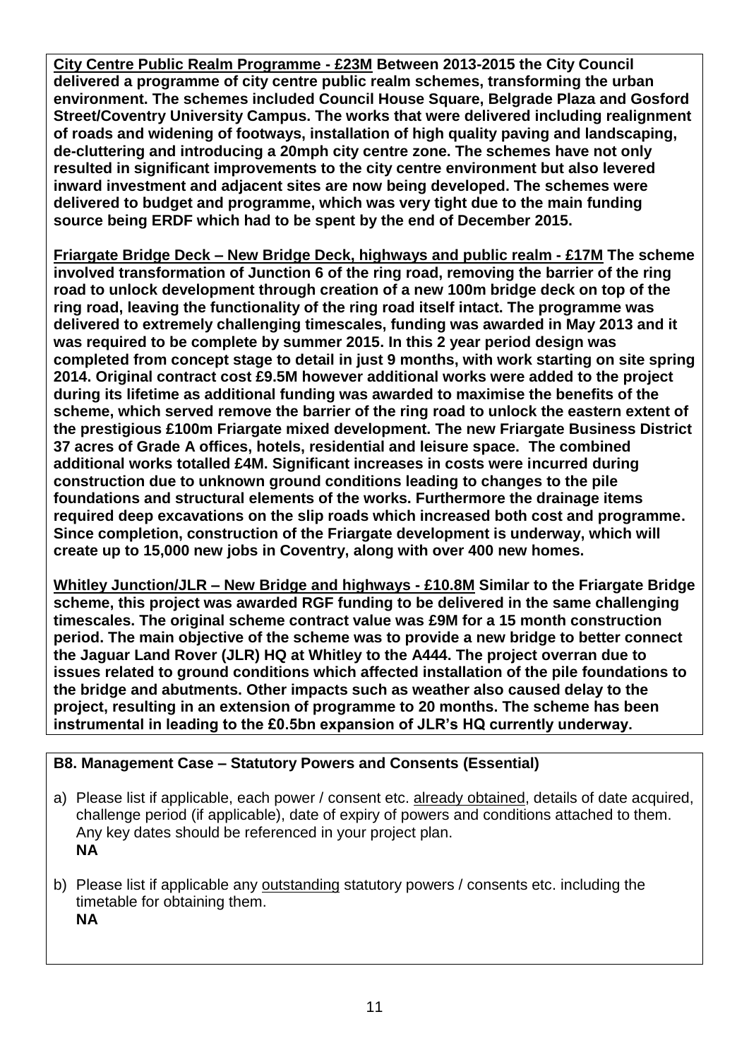**City Centre Public Realm Programme - £23M Between 2013-2015 the City Council delivered a programme of city centre public realm schemes, transforming the urban environment. The schemes included Council House Square, Belgrade Plaza and Gosford Street/Coventry University Campus. The works that were delivered including realignment of roads and widening of footways, installation of high quality paving and landscaping, de-cluttering and introducing a 20mph city centre zone. The schemes have not only resulted in significant improvements to the city centre environment but also levered inward investment and adjacent sites are now being developed. The schemes were delivered to budget and programme, which was very tight due to the main funding source being ERDF which had to be spent by the end of December 2015.**

**Friargate Bridge Deck – New Bridge Deck, highways and public realm - £17M The scheme involved transformation of Junction 6 of the ring road, removing the barrier of the ring road to unlock development through creation of a new 100m bridge deck on top of the ring road, leaving the functionality of the ring road itself intact. The programme was delivered to extremely challenging timescales, funding was awarded in May 2013 and it was required to be complete by summer 2015. In this 2 year period design was completed from concept stage to detail in just 9 months, with work starting on site spring 2014. Original contract cost £9.5M however additional works were added to the project during its lifetime as additional funding was awarded to maximise the benefits of the scheme, which served remove the barrier of the ring road to unlock the eastern extent of the prestigious £100m Friargate mixed development. The new Friargate Business District 37 acres of Grade A offices, hotels, residential and leisure space. The combined additional works totalled £4M. Significant increases in costs were incurred during construction due to unknown ground conditions leading to changes to the pile foundations and structural elements of the works. Furthermore the drainage items required deep excavations on the slip roads which increased both cost and programme. Since completion, construction of the Friargate development is underway, which will create up to 15,000 new jobs in Coventry, along with over 400 new homes.**

**Whitley Junction/JLR – New Bridge and highways - £10.8M Similar to the Friargate Bridge scheme, this project was awarded RGF funding to be delivered in the same challenging timescales. The original scheme contract value was £9M for a 15 month construction period. The main objective of the scheme was to provide a new bridge to better connect the Jaguar Land Rover (JLR) HQ at Whitley to the A444. The project overran due to issues related to ground conditions which affected installation of the pile foundations to the bridge and abutments. Other impacts such as weather also caused delay to the project, resulting in an extension of programme to 20 months. The scheme has been instrumental in leading to the £0.5bn expansion of JLR's HQ currently underway.**

**B8. Management Case – Statutory Powers and Consents (Essential)**

a) Please list if applicable, each power / consent etc. already obtained, details of date acquired, challenge period (if applicable), date of expiry of powers and conditions attached to them. Any key dates should be referenced in your project plan.
**NA**

b) Please list if applicable any outstanding statutory powers / consents etc. including the timetable for obtaining them.
**NA**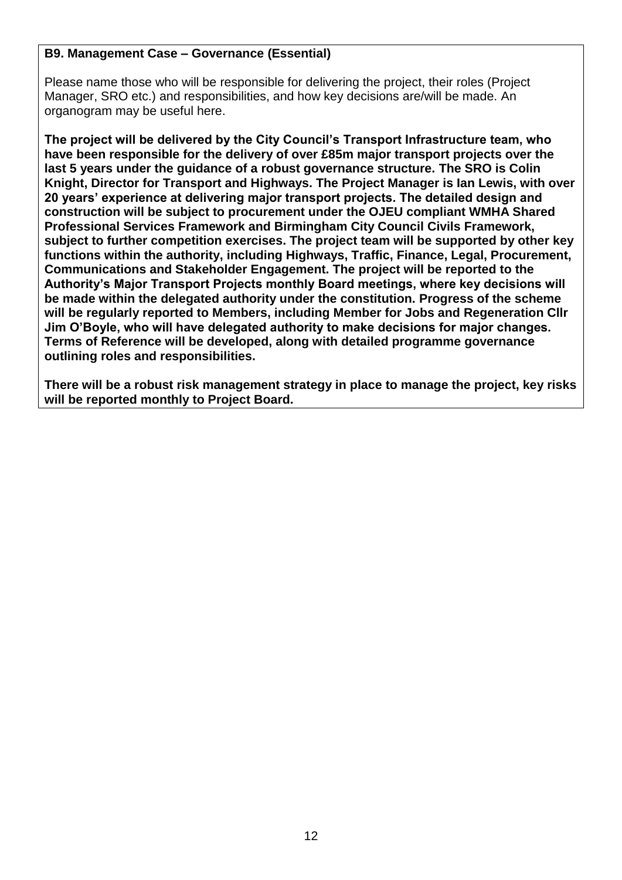**B9. Management Case – Governance (Essential)**

Please name those who will be responsible for delivering the project, their roles (Project Manager, SRO etc.) and responsibilities, and how key decisions are/will be made. An organogram may be useful here.

**The project will be delivered by the City Council's Transport Infrastructure team, who have been responsible for the delivery of over £85m major transport projects over the last 5 years under the guidance of a robust governance structure. The SRO is Colin Knight, Director for Transport and Highways. The Project Manager is Ian Lewis, with over 20 years' experience at delivering major transport projects. The detailed design and construction will be subject to procurement under the OJEU compliant WMHA Shared Professional Services Framework and Birmingham City Council Civils Framework, subject to further competition exercises. The project team will be supported by other key functions within the authority, including Highways, Traffic, Finance, Legal, Procurement, Communications and Stakeholder Engagement. The project will be reported to the Authority's Major Transport Projects monthly Board meetings, where key decisions will be made within the delegated authority under the constitution. Progress of the scheme will be regularly reported to Members, including Member for Jobs and Regeneration Cllr Jim O'Boyle, who will have delegated authority to make decisions for major changes. Terms of Reference will be developed, along with detailed programme governance outlining roles and responsibilities.**

**There will be a robust risk management strategy in place to manage the project, key risks will be reported monthly to Project Board.**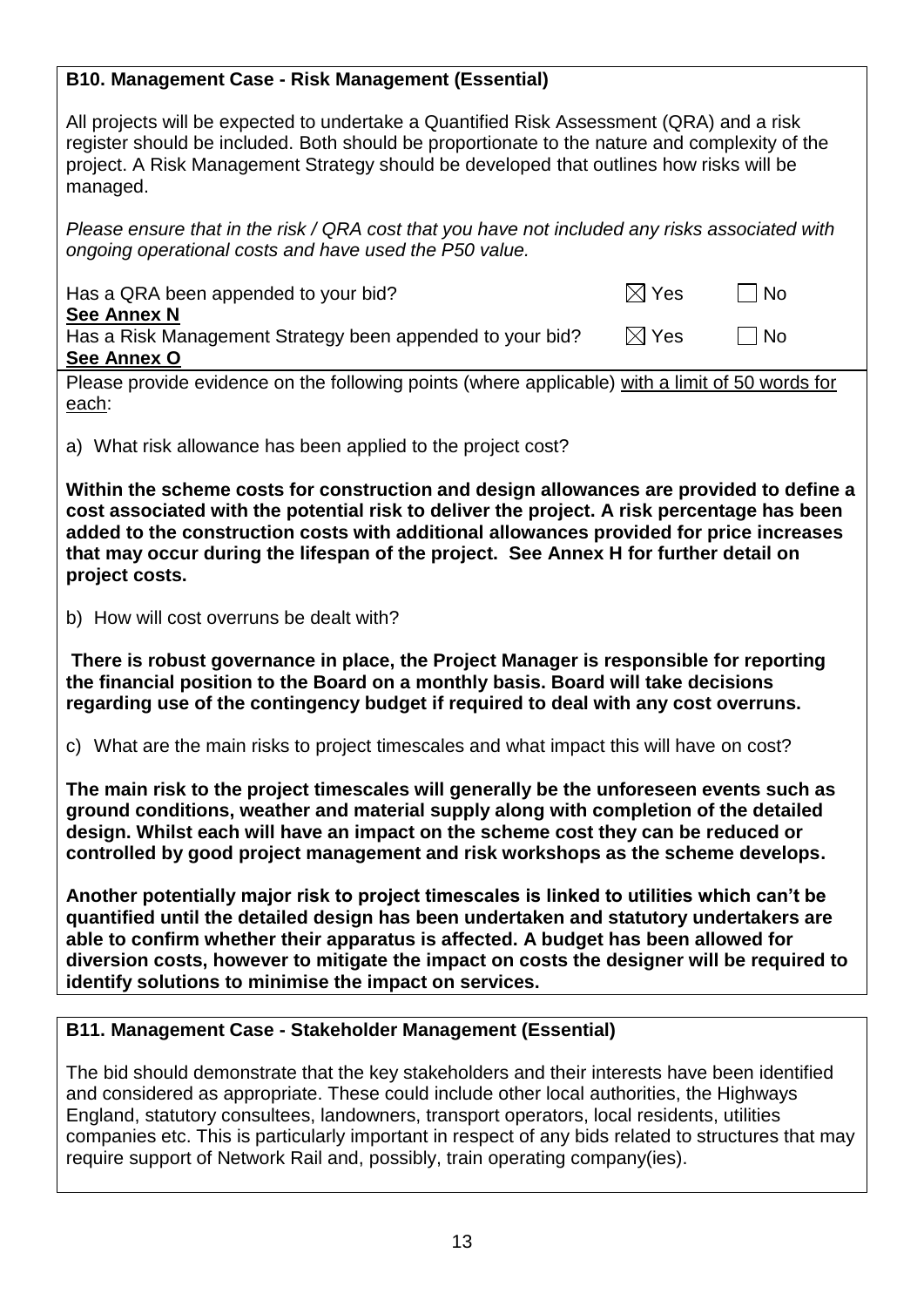### B10. Management Case - Risk Management (Essential)

All projects will be expected to undertake a Quantified Risk Assessment (QRA) and a risk register should be included. Both should be proportionate to the nature and complexity of the project. A Risk Management Strategy should be developed that outlines how risks will be managed.

*Please ensure that in the risk / QRA cost that you have not included any risks associated with ongoing operational costs and have used the P50 value.*

Has a QRA been appended to your bid? ☒ Yes ☐ No
**See Annex N**

Has a Risk Management Strategy been appended to your bid? ☒ Yes ☐ No
**See Annex O**

Please provide evidence on the following points (where applicable) with a limit of 50 words for each:

a) What risk allowance has been applied to the project cost?

**Within the scheme costs for construction and design allowances are provided to define a cost associated with the potential risk to deliver the project. A risk percentage has been added to the construction costs with additional allowances provided for price increases that may occur during the lifespan of the project. See Annex H for further detail on project costs.**

b) How will cost overruns be dealt with?

**There is robust governance in place, the Project Manager is responsible for reporting the financial position to the Board on a monthly basis. Board will take decisions regarding use of the contingency budget if required to deal with any cost overruns.**

c) What are the main risks to project timescales and what impact this will have on cost?

**The main risk to the project timescales will generally be the unforeseen events such as ground conditions, weather and material supply along with completion of the detailed design. Whilst each will have an impact on the scheme cost they can be reduced or controlled by good project management and risk workshops as the scheme develops.**

**Another potentially major risk to project timescales is linked to utilities which can't be quantified until the detailed design has been undertaken and statutory undertakers are able to confirm whether their apparatus is affected. A budget has been allowed for diversion costs, however to mitigate the impact on costs the designer will be required to identify solutions to minimise the impact on services.**

### B11. Management Case - Stakeholder Management (Essential)

The bid should demonstrate that the key stakeholders and their interests have been identified and considered as appropriate. These could include other local authorities, the Highways England, statutory consultees, landowners, transport operators, local residents, utilities companies etc. This is particularly important in respect of any bids related to structures that may require support of Network Rail and, possibly, train operating company(ies).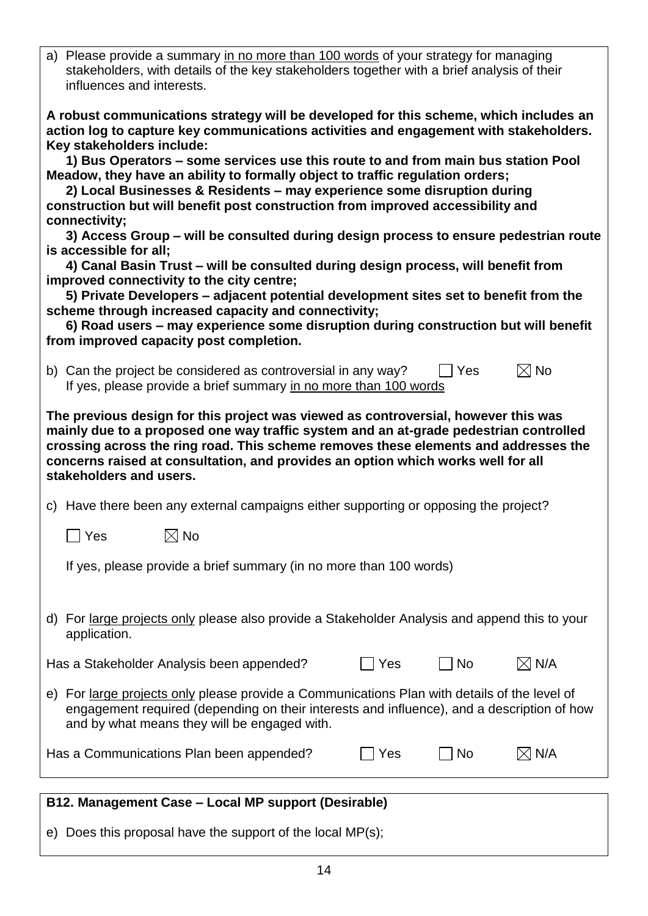a) Please provide a summary in no more than 100 words of your strategy for managing stakeholders, with details of the key stakeholders together with a brief analysis of their influences and interests.

**A robust communications strategy will be developed for this scheme, which includes an action log to capture key communications activities and engagement with stakeholders. Key stakeholders include:**

**1) Bus Operators – some services use this route to and from main bus station Pool Meadow, they have an ability to formally object to traffic regulation orders;**

**2) Local Businesses & Residents – may experience some disruption during construction but will benefit post construction from improved accessibility and connectivity;**

**3) Access Group – will be consulted during design process to ensure pedestrian route is accessible for all;**

**4) Canal Basin Trust – will be consulted during design process, will benefit from improved connectivity to the city centre;**

**5) Private Developers – adjacent potential development sites set to benefit from the scheme through increased capacity and connectivity;**

**6) Road users – may experience some disruption during construction but will benefit from improved capacity post completion.**

b) Can the project be considered as controversial in any way? ☐ Yes ☒ No

If yes, please provide a brief summary in no more than 100 words

**The previous design for this project was viewed as controversial, however this was mainly due to a proposed one way traffic system and an at-grade pedestrian controlled crossing across the ring road. This scheme removes these elements and addresses the concerns raised at consultation, and provides an option which works well for all stakeholders and users.**

c) Have there been any external campaigns either supporting or opposing the project?

☐ Yes ☒ No

If yes, please provide a brief summary (in no more than 100 words)

d) For large projects only please also provide a Stakeholder Analysis and append this to your application.

Has a Stakeholder Analysis been appended? ☐ Yes ☐ No ☒ N/A

e) For large projects only please provide a Communications Plan with details of the level of engagement required (depending on their interests and influence), and a description of how and by what means they will be engaged with.

Has a Communications Plan been appended? ☐ Yes ☐ No ☒ N/A

**B12. Management Case – Local MP support (Desirable)**

e) Does this proposal have the support of the local MP(s);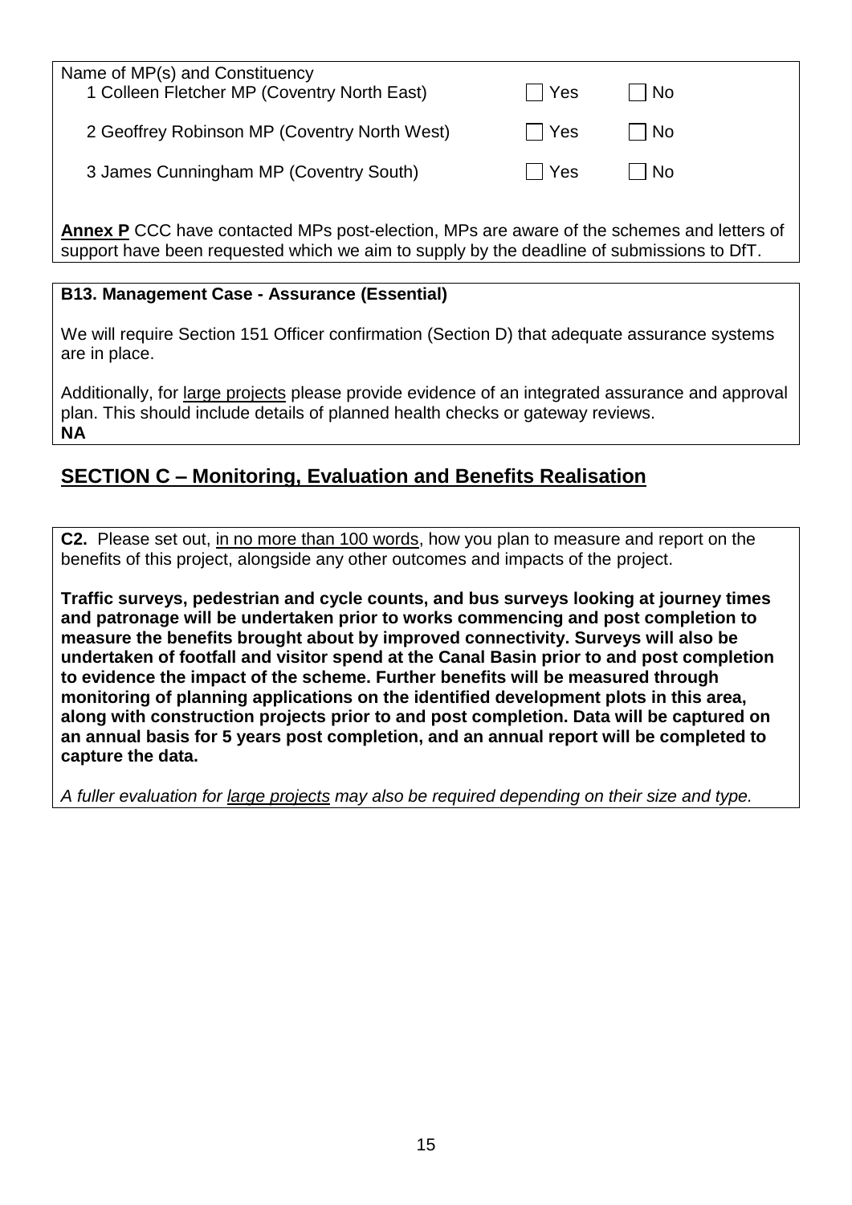Name of MP(s) and Constituency

| | | |
|---|---|---|
| 1 Colleen Fletcher MP (Coventry North East) | ☐ Yes | ☐ No |
| 2 Geoffrey Robinson MP (Coventry North West) | ☐ Yes | ☐ No |
| 3 James Cunningham MP (Coventry South) | ☐ Yes | ☐ No |

**Annex P** CCC have contacted MPs post-election, MPs are aware of the schemes and letters of support have been requested which we aim to supply by the deadline of submissions to DfT.

**B13. Management Case - Assurance (Essential)**

We will require Section 151 Officer confirmation (Section D) that adequate assurance systems are in place.

Additionally, for large projects please provide evidence of an integrated assurance and approval plan. This should include details of planned health checks or gateway reviews.
**NA**

## SECTION C – Monitoring, Evaluation and Benefits Realisation

**C2.** Please set out, in no more than 100 words, how you plan to measure and report on the benefits of this project, alongside any other outcomes and impacts of the project.

**Traffic surveys, pedestrian and cycle counts, and bus surveys looking at journey times and patronage will be undertaken prior to works commencing and post completion to measure the benefits brought about by improved connectivity. Surveys will also be undertaken of footfall and visitor spend at the Canal Basin prior to and post completion to evidence the impact of the scheme. Further benefits will be measured through monitoring of planning applications on the identified development plots in this area, along with construction projects prior to and post completion. Data will be captured on an annual basis for 5 years post completion, and an annual report will be completed to capture the data.**

*A fuller evaluation for large projects may also be required depending on their size and type.*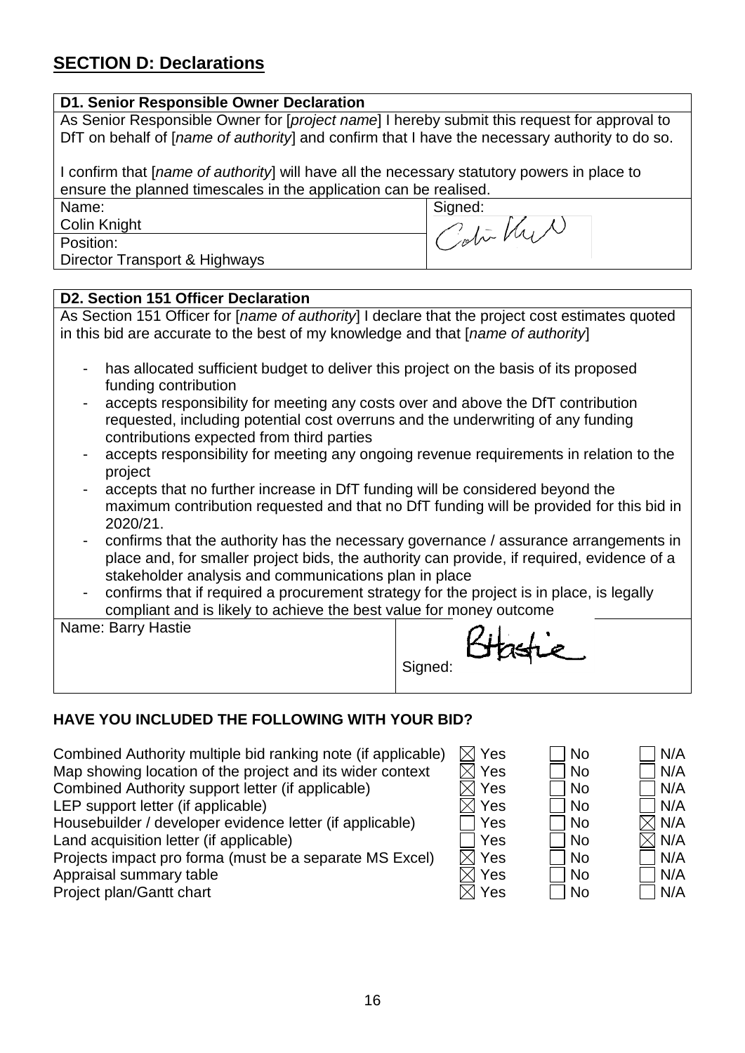## SECTION D: Declarations

| D1. Senior Responsible Owner Declaration | |
|---|---|
| As Senior Responsible Owner for [*project name*] I hereby submit this request for approval to DfT on behalf of [*name of authority*] and confirm that I have the necessary authority to do so.<br><br>I confirm that [*name of authority*] will have all the necessary statutory powers in place to ensure the planned timescales in the application can be realised. | |
| Name:<br>Colin Knight | Signed: |
| Position:<br>Director Transport & Highways | |

**D2. Section 151 Officer Declaration**

As Section 151 Officer for [*name of authority*] I declare that the project cost estimates quoted in this bid are accurate to the best of my knowledge and that [*name of authority*]

- has allocated sufficient budget to deliver this project on the basis of its proposed funding contribution
- accepts responsibility for meeting any costs over and above the DfT contribution requested, including potential cost overruns and the underwriting of any funding contributions expected from third parties
- accepts responsibility for meeting any ongoing revenue requirements in relation to the project
- accepts that no further increase in DfT funding will be considered beyond the maximum contribution requested and that no DfT funding will be provided for this bid in 2020/21.
- confirms that the authority has the necessary governance / assurance arrangements in place and, for smaller project bids, the authority can provide, if required, evidence of a stakeholder analysis and communications plan in place
- confirms that if required a procurement strategy for the project is in place, is legally compliant and is likely to achieve the best value for money outcome

| Name: Barry Hastie | Signed: |
|---|---|

### HAVE YOU INCLUDED THE FOLLOWING WITH YOUR BID?

| | Yes | No | N/A |
|---|---|---|---|
| Combined Authority multiple bid ranking note (if applicable) | ☒ | ☐ | ☐ |
| Map showing location of the project and its wider context | ☒ | ☐ | ☐ |
| Combined Authority support letter (if applicable) | ☒ | ☐ | ☐ |
| LEP support letter (if applicable) | ☒ | ☐ | ☐ |
| Housebuilder / developer evidence letter (if applicable) | ☐ | ☐ | ☒ |
| Land acquisition letter (if applicable) | ☐ | ☐ | ☒ |
| Projects impact pro forma (must be a separate MS Excel) | ☒ | ☐ | ☐ |
| Appraisal summary table | ☒ | ☐ | ☐ |
| Project plan/Gantt chart | ☒ | ☐ | ☐ |